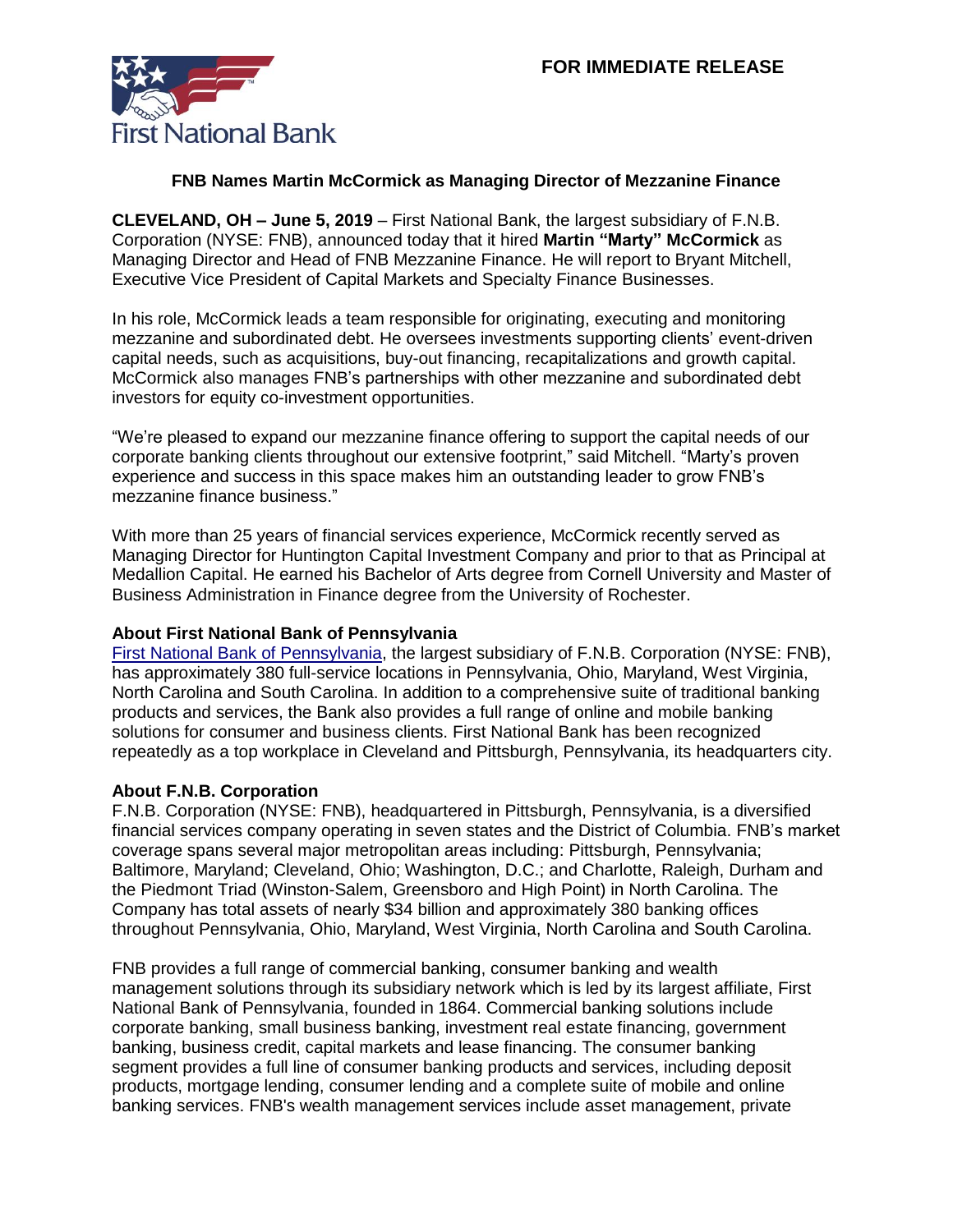**FOR IMMEDIATE RELEASE**

First National Bank

**FNB Names Martin McCormick as Managing Director of Mezzanine Finance**

**CLEVELAND, OH – June 5, 2019** – First National Bank, the largest subsidiary of F.N.B. Corporation (NYSE: FNB), announced today that it hired **Martin "Marty" McCormick** as Managing Director and Head of FNB Mezzanine Finance. He will report to Bryant Mitchell, Executive Vice President of Capital Markets and Specialty Finance Businesses.

In his role, McCormick leads a team responsible for originating, executing and monitoring mezzanine and subordinated debt. He oversees investments supporting clients' event-driven capital needs, such as acquisitions, buy-out financing, recapitalizations and growth capital. McCormick also manages FNB's partnerships with other mezzanine and subordinated debt investors for equity co-investment opportunities.

"We're pleased to expand our mezzanine finance offering to support the capital needs of our corporate banking clients throughout our extensive footprint," said Mitchell. "Marty's proven experience and success in this space makes him an outstanding leader to grow FNB's mezzanine finance business."

With more than 25 years of financial services experience, McCormick recently served as Managing Director for Huntington Capital Investment Company and prior to that as Principal at Medallion Capital. He earned his Bachelor of Arts degree from Cornell University and Master of Business Administration in Finance degree from the University of Rochester.

**About First National Bank of Pennsylvania**

First National Bank of Pennsylvania, the largest subsidiary of F.N.B. Corporation (NYSE: FNB), has approximately 380 full-service locations in Pennsylvania, Ohio, Maryland, West Virginia, North Carolina and South Carolina. In addition to a comprehensive suite of traditional banking products and services, the Bank also provides a full range of online and mobile banking solutions for consumer and business clients. First National Bank has been recognized repeatedly as a top workplace in Cleveland and Pittsburgh, Pennsylvania, its headquarters city.

**About F.N.B. Corporation**

F.N.B. Corporation (NYSE: FNB), headquartered in Pittsburgh, Pennsylvania, is a diversified financial services company operating in seven states and the District of Columbia. FNB's market coverage spans several major metropolitan areas including: Pittsburgh, Pennsylvania; Baltimore, Maryland; Cleveland, Ohio; Washington, D.C.; and Charlotte, Raleigh, Durham and the Piedmont Triad (Winston-Salem, Greensboro and High Point) in North Carolina. The Company has total assets of nearly $34 billion and approximately 380 banking offices throughout Pennsylvania, Ohio, Maryland, West Virginia, North Carolina and South Carolina.

FNB provides a full range of commercial banking, consumer banking and wealth management solutions through its subsidiary network which is led by its largest affiliate, First National Bank of Pennsylvania, founded in 1864. Commercial banking solutions include corporate banking, small business banking, investment real estate financing, government banking, business credit, capital markets and lease financing. The consumer banking segment provides a full line of consumer banking products and services, including deposit products, mortgage lending, consumer lending and a complete suite of mobile and online banking services. FNB's wealth management services include asset management, private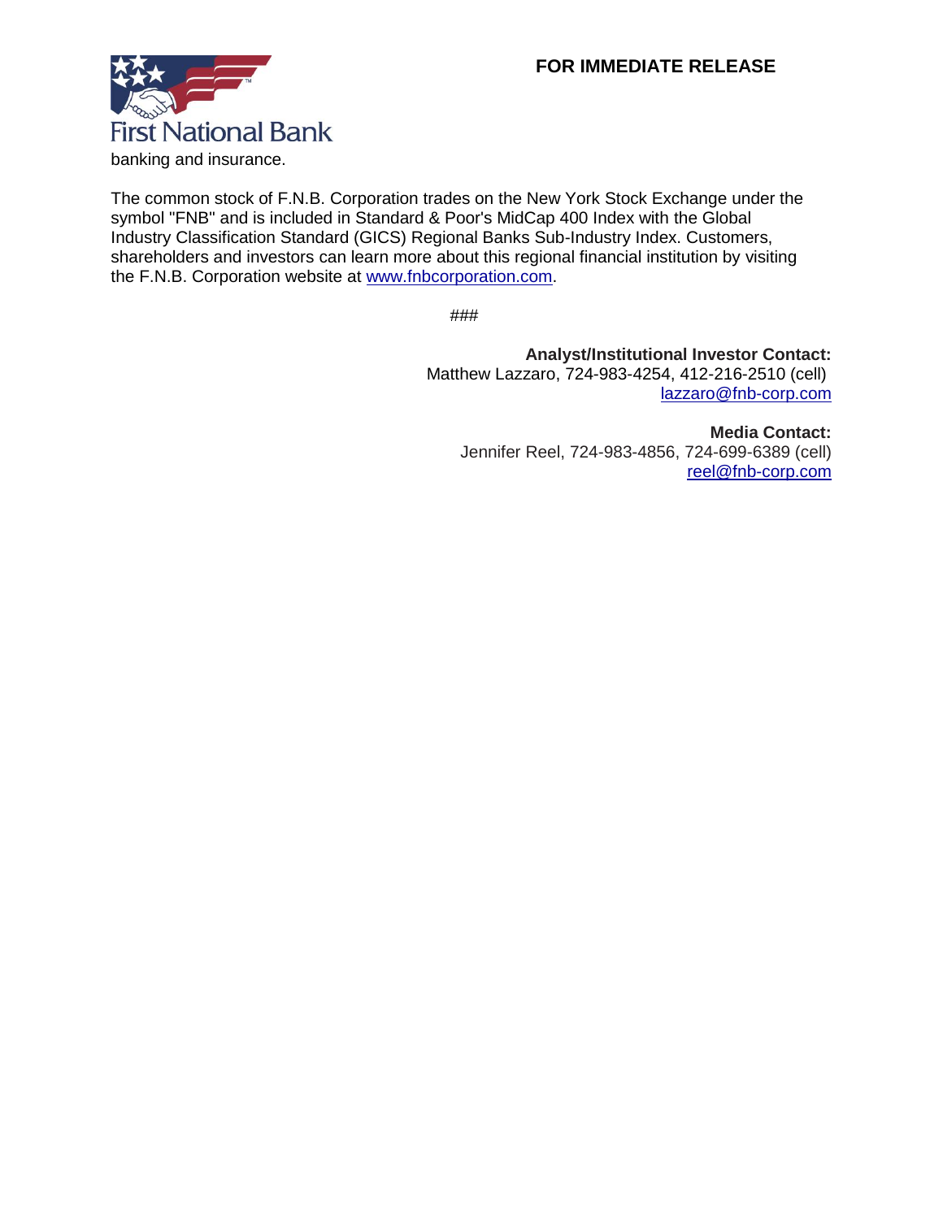FOR IMMEDIATE RELEASE

First National Bank

banking and insurance.

The common stock of F.N.B. Corporation trades on the New York Stock Exchange under the symbol "FNB" and is included in Standard & Poor's MidCap 400 Index with the Global Industry Classification Standard (GICS) Regional Banks Sub-Industry Index. Customers, shareholders and investors can learn more about this regional financial institution by visiting the F.N.B. Corporation website at www.fnbcorporation.com.

###

**Analyst/Institutional Investor Contact:**
Matthew Lazzaro, 724-983-4254, 412-216-2510 (cell)
lazzaro@fnb-corp.com

**Media Contact:**
Jennifer Reel, 724-983-4856, 724-699-6389 (cell)
reel@fnb-corp.com